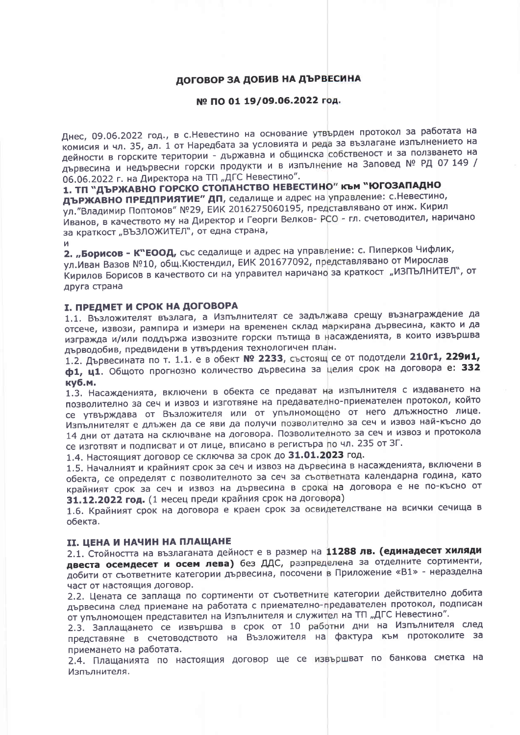# ДОГОВОР ЗА ДОБИВ НА ДЪРВЕСИНА

## № ПО 01 19/09.06.2022 год.

Днес, 09.06.2022 год., в с.Невестино на основание утвърден протокол за работата на комисия и чл. 35, ал. 1 от Наредбата за условията и реда за възлагане изпълнението на дейности в горските територии - държавна и общинска собственост и за ползването на дървесина и недървесни горски продукти и в изпълнение на Заповед № РД 07 149 / 06.06.2022 г. на Директора на ТП „ДГС Невестино".

**1. ТП "ДЪРЖАВНО ГОРСКО СТОПАНСТВО НЕВЕСТИНО" към "ЮГОЗАПАДНО ДЪРЖАВНО ПРЕДПРИЯТИЕ" ДП**, седалище и адрес на управление: с.Невестино, ул."Владимир Поптомов" №29, ЕИК 2016275060195, представлявано от инж. Кирил Иванов, в качеството му на Директор и Георги Велков- РСО - гл. счетоводител, наричано за краткост „ВЪЗЛОЖИТЕЛ", от една страна,

и

**2. „Борисов - К"ЕООД,** със седалище и адрес на управление: с. Пиперков Чифлик, ул.Иван Вазов №10, общ.Кюстендил, ЕИК 201677092, представлявано от Мирослав Кирилов Борисов в качеството си на управител наричано за краткост „ИЗПЪЛНИТЕЛ", от друга страна

## I. ПРЕДМЕТ И СРОК НА ДОГОВОРА

1.1. Възложителят възлага, а Изпълнителят се задължава срещу възнаграждение да отсече, извози, рампира и измери на временен склад маркирана дървесина, както и да изгражда и/или поддържа извозните горски пътища в насажденията, в които извършва дърводобив, предвидени в утвърдения технологичен план.

1.2. Дървесината по т. 1.1. е в обект **№ 2233**, състоящ се от подотдели **210г1, 229и1, ф1, ц1**. Общото прогнозно количество дървесина за целия срок на договора е: **332 куб.м.**

1.3. Насажденията, включени в обекта се предават на изпълнителя с издаването на позволително за сеч и извоз и изготвяне на предавателно-приемателен протокол, който се утвърждава от Възложителя или от упълномощено от него длъжностно лице. Изпълнителят е длъжен да се яви да получи позволително за сеч и извоз най-късно до 14 дни от датата на сключване на договора. Позволителното за сеч и извоз и протокола се изготвят и подписват и от лице, вписано в регистъра по чл. 235 от ЗГ.

1.4. Настоящият договор се сключва за срок до **31.01.2023** год.

1.5. Началният и крайният срок за сеч и извоз на дървесина в насажденията, включени в обекта, се определят с позволителното за сеч за съответната календарна година, като крайният срок за сеч и извоз на дървесина в срока на договора е не по-късно от **31.12.2022 год.** (1 месец преди крайния срок на договора)

1.6. Крайният срок на договора е краен срок за освидетелстване на всички сечища в обекта.

## II. ЦЕНА И НАЧИН НА ПЛАЩАНЕ

2.1. Стойността на възлаганата дейност е в размер на **11288 лв. (единадесет хиляди двеста осемдесет и осем лева)** без ДДС, разпределена за отделните сортименти, добити от съответните категории дървесина, посочени в Приложение «В1» - неразделна част от настоящия договор.

2.2. Цената се заплаща по сортименти от съответните категории действително добита дървесина след приемане на работата с приемателно-предавателен протокол, подписан от упълномощен представител на Изпълнителя и служител на ТП „ДГС Невестино".

2.3. Заплащането се извършва в срок от 10 работни дни на Изпълнителя след представяне в счетоводството на Възложителя на фактура към протоколите за приемането на работата.

2.4. Плащанията по настоящия договор ще се извършват по банкова сметка на Изпълнителя.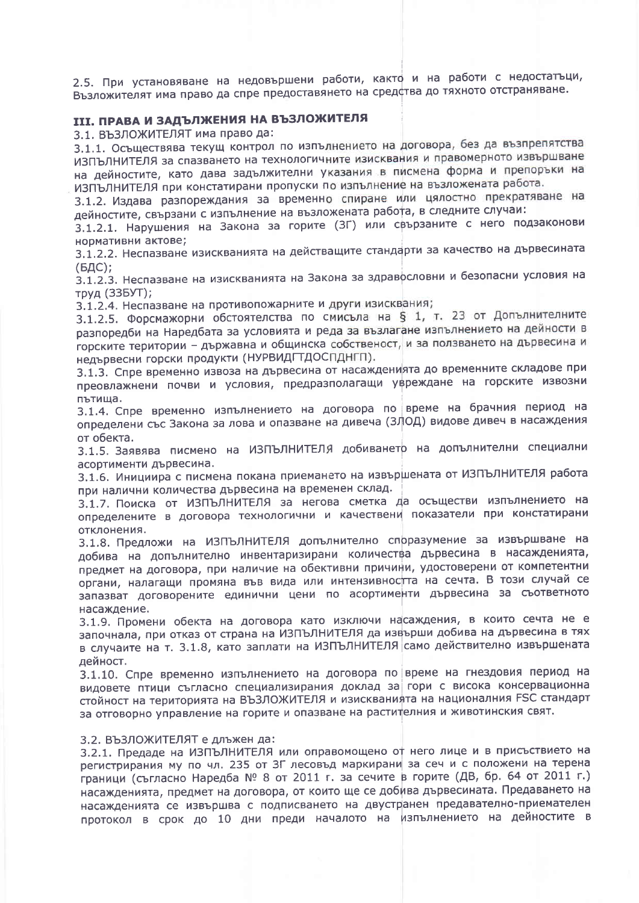2.5. При установяване на недовършени работи, както и на работи с недостатъци, Възложителят има право да спре предоставянето на средства до тяхното отстраняване.

## III. ПРАВА И ЗАДЪЛЖЕНИЯ НА ВЪЗЛОЖИТЕЛЯ

3.1. ВЪЗЛОЖИТЕЛЯТ има право да:

3.1.1. Осъществява текущ контрол по изпълнението на договора, без да възпрепятства ИЗПЪЛНИТЕЛЯ за спазването на технологичните изисквания и правомерното извършване на дейностите, като дава задължителни указания в писмена форма и препоръки на ИЗПЪЛНИТЕЛЯ при констатирани пропуски по изпълнение на възложената работа.

3.1.2. Издава разпореждания за временно спиране или цялостно прекратяване на дейностите, свързани с изпълнение на възложената работа, в следните случаи:

3.1.2.1. Нарушения на Закона за горите (ЗГ) или свързаните с него подзаконови нормативни актове;

3.1.2.2. Неспазване изискванията на действащите стандарти за качество на дървесината (БДС);

3.1.2.3. Неспазване на изискванията на Закона за здравословни и безопасни условия на труд (ЗЗБУТ);

3.1.2.4. Неспазване на противопожарните и други изисквания;

3.1.2.5. Форсмажорни обстоятелства по смисъла на § 1, т. 23 от Допълнителните разпоредби на Наредбата за условията и реда за възлагане изпълнението на дейности в горските територии – държавна и общинска собственост, и за ползването на дървесина и недървесни горски продукти (НУРВИДГТДОСПДНГП).

3.1.3. Спре временно извоза на дървесина от насажденията до временните складове при преовлажнени почви и условия, предразполагащи увреждане на горските извозни пътища.

3.1.4. Спре временно изпълнението на договора по време на брачния период на определени със Закона за лова и опазване на дивеча (ЗЛОД) видове дивеч в насаждения от обекта.

3.1.5. Заявява писмено на ИЗПЪЛНИТЕЛЯ добиването на допълнителни специални асортименти дървесина.

3.1.6. Инициира с писмена покана приемането на извършената от ИЗПЪЛНИТЕЛЯ работа при налични количества дървесина на временен склад.

3.1.7. Поиска от ИЗПЪЛНИТЕЛЯ за негова сметка да осъществи изпълнението на определените в договора технологични и качествени показатели при констатирани отклонения.

3.1.8. Предложи на ИЗПЪЛНИТЕЛЯ допълнително споразумение за извършване на добива на допълнително инвентаризирани количества дървесина в насажденията, предмет на договора, при наличие на обективни причини, удостоверени от компетентни органи, налагащи промяна във вида или интензивността на сечта. В този случай се запазват договорените единични цени по асортименти дървесина за съответното насаждение.

3.1.9. Промени обекта на договора като изключи насаждения, в които сечта не е започнала, при отказ от страна на ИЗПЪЛНИТЕЛЯ да извърши добива на дървесина в тях в случаите на т. 3.1.8, като заплати на ИЗПЪЛНИТЕЛЯ само действително извършената дейност.

3.1.10. Спре временно изпълнението на договора по време на гнездовия период на видовете птици съгласно специализирания доклад за гори с висока консервационна стойност на територията на ВЪЗЛОЖИТЕЛЯ и изискванията на националния FSC стандарт за отговорно управление на горите и опазване на растителния и животинския свят.

3.2. ВЪЗЛОЖИТЕЛЯТ е длъжен да:

3.2.1. Предаде на ИЗПЪЛНИТЕЛЯ или оправомощено от него лице и в присъствието на регистрирания му по чл. 235 от ЗГ лесовъд маркирани за сеч и с положени на терена граници (съгласно Наредба № 8 от 2011 г. за сечите в горите (ДВ, бр. 64 от 2011 г.) насажденията, предмет на договора, от които ще се добива дървесината. Предаването на насажденията се извършва с подписването на двустранен предавателно-приемателен протокол в срок до 10 дни преди началото на изпълнението на дейностите в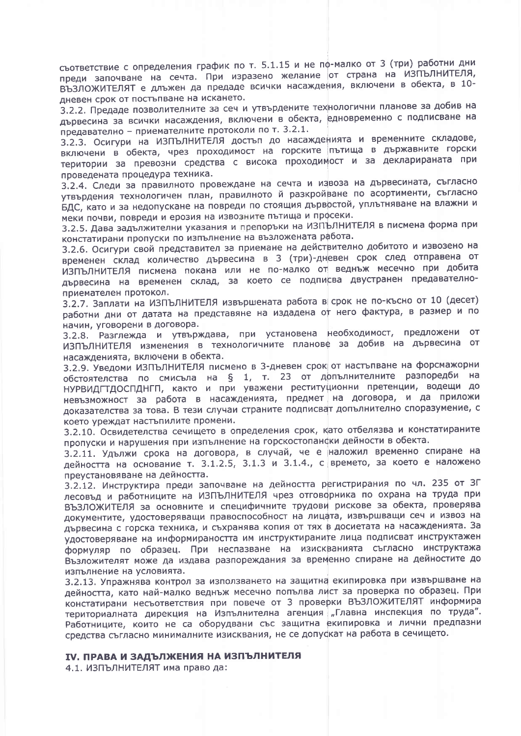съответствие с определения график по т. 5.1.15 и не по-малко от 3 (три) работни дни преди започване на сечта. При изразено желание от страна на ИЗПЪЛНИТЕЛЯ, ВЪЗЛОЖИТЕЛЯТ е длъжен да предаде всички насаждения, включени в обекта, в 10-дневен срок от постъпване на искането.

3.2.2. Предаде позволителните за сеч и утвърдените технологични планове за добив на дървесина за всички насаждения, включени в обекта, едновременно с подписване на предавателно – приемателните протоколи по т. 3.2.1.

3.2.3. Осигури на ИЗПЪЛНИТЕЛЯ достъп до насажденията и временните складове, включени в обекта, чрез проходимост на горските пътища в държавните горски територии за превозни средства с висока проходимост и за декларираната при проведената процедура техника.

3.2.4. Следи за правилното провеждане на сечта и извоза на дървесината, съгласно утвърдения технологичен план, правилното ѝ разкройване по асортименти, съгласно БДС, като и за недопускане на повреди по стоящия дървостой, уплътняване на влажни и меки почви, повреди и ерозия на извозните пътища и просеки.

3.2.5. Дава задължителни указания и препоръки на ИЗПЪЛНИТЕЛЯ в писмена форма при констатирани пропуски по изпълнение на възложената работа.

3.2.6. Осигури свой представител за приемане на действително добитото и извозено на временен склад количество дървесина в 3 (три)-дневен срок след отправена от ИЗПЪЛНИТЕЛЯ писмена покана или не по-малко от веднъж месечно при добита дървесина на временен склад, за което се подписва двустранен предавателно-приемателен протокол.

3.2.7. Заплати на ИЗПЪЛНИТЕЛЯ извършената работа в срок не по-късно от 10 (десет) работни дни от датата на представяне на издадена от него фактура, в размер и по начин, уговорени в договора.

3.2.8. Разглежда и утвърждава, при установена необходимост, предложени от ИЗПЪЛНИТЕЛЯ изменения в технологичните планове за добив на дървесина от насажденията, включени в обекта.

3.2.9. Уведоми ИЗПЪЛНИТЕЛЯ писмено в 3-дневен срок от настъпване на форсмажорни обстоятелства по смисъла на § 1, т. 23 от допълнителните разпоредби на НУРВИДГТДОСПДНГП, както и при уважени реституционни претенции, водещи до невъзможност за работа в насажденията, предмет на договора, и да приложи доказателства за това. В тези случаи страните подписват допълнително споразумение, с което уреждат настъпилите промени.

3.2.10. Освидетелства сечището в определения срок, като отбелязва и констатираните пропуски и нарушения при изпълнение на горскостопански дейности в обекта.

3.2.11. Удължи срока на договора, в случай, че е наложил временно спиране на дейността на основание т. 3.1.2.5, 3.1.3 и 3.1.4., с времето, за което е наложено преустановяване на дейността.

3.2.12. Инструктира преди започване на дейността регистрирания по чл. 235 от ЗГ лесовъд и работниците на ИЗПЪЛНИТЕЛЯ чрез отговорника по охрана на труда при ВЪЗЛОЖИТЕЛЯ за основните и специфичните трудови рискове за обекта, проверява документите, удостоверяващи правоспособност на лицата, извършващи сеч и извоз на дървесина с горска техника, и съхранява копия от тях в досиетата на насажденията. За удостоверяване на информираността им инструктираните лица подписват инструктажен формуляр по образец. При неспазване на изискванията съгласно инструктажа Възложителят може да издава разпореждания за временно спиране на дейностите до изпълнение на условията.

3.2.13. Упражнява контрол за използването на защитна екипировка при извършване на дейността, като най-малко веднъж месечно попълва лист за проверка по образец. При констатирани несъответствия при повече от 3 проверки ВЪЗЛОЖИТЕЛЯТ информира териториалната дирекция на Изпълнителна агенция „Главна инспекция по труда". Работниците, които не са оборудвани със защитна екипировка и лични предпазни средства съгласно минималните изисквания, не се допускат на работа в сечището.

## IV. ПРАВА И ЗАДЪЛЖЕНИЯ НА ИЗПЪЛНИТЕЛЯ

4.1. ИЗПЪЛНИТЕЛЯТ има право да: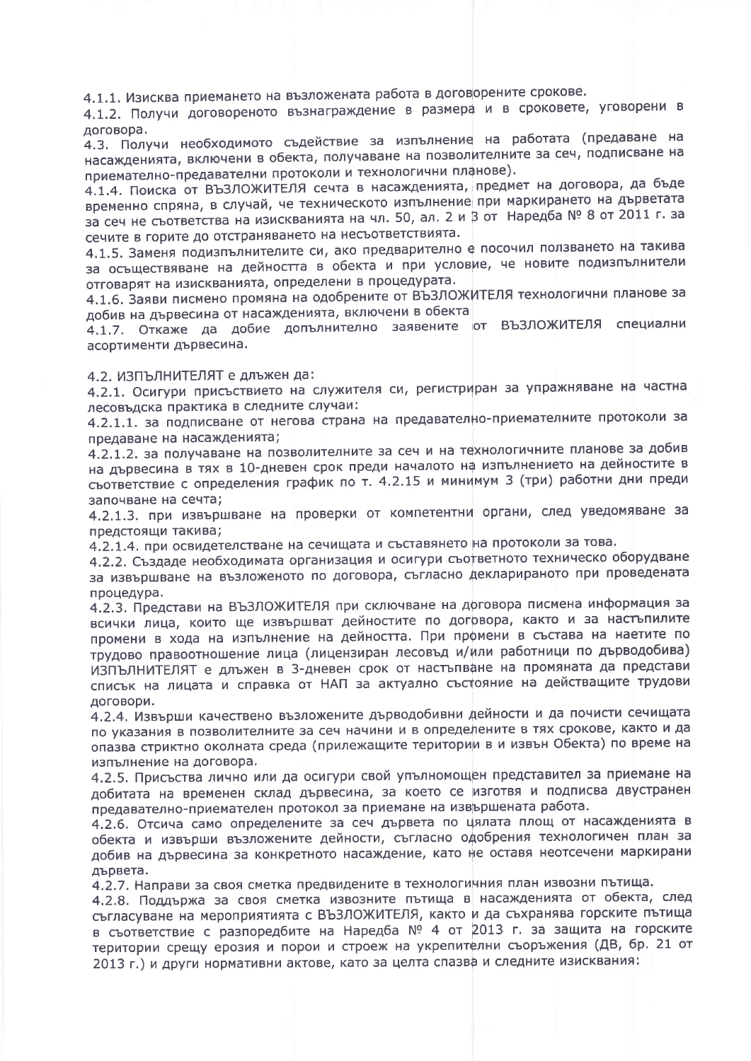4.1.1. Изисква приемането на възложената работа в договорените срокове.

4.1.2. Получи договореното възнаграждение в размера и в сроковете, уговорени в договора.

4.3. Получи необходимото съдействие за изпълнение на работата (предаване на насажденията, включени в обекта, получаване на позволителните за сеч, подписване на приемателно-предавателни протоколи и технологични планове).

4.1.4. Поиска от ВЪЗЛОЖИТЕЛЯ сечта в насажденията, предмет на договора, да бъде временно спряна, в случай, че техническото изпълнение при маркирането на дърветата за сеч не съответства на изискванията на чл. 50, ал. 2 и 3 от Наредба № 8 от 2011 г. за сечите в горите до отстраняването на несъответствията.

4.1.5. Заменя подизпълнителите си, ако предварително е посочил ползването на такива за осъществяване на дейността в обекта и при условие, че новите подизпълнители отговарят на изискванията, определени в процедурата.

4.1.6. Заяви писмено промяна на одобрените от ВЪЗЛОЖИТЕЛЯ технологични планове за добив на дървесина от насажденията, включени в обекта

4.1.7. Откаже да добие допълнително заявените от ВЪЗЛОЖИТЕЛЯ специални асортименти дървесина.

4.2. ИЗПЪЛНИТЕЛЯТ е длъжен да:

4.2.1. Осигури присъствието на служителя си, регистриран за упражняване на частна лесовъдска практика в следните случаи:

4.2.1.1. за подписване от негова страна на предавателно-приемателните протоколи за предаване на насажденията;

4.2.1.2. за получаване на позволителните за сеч и на технологичните планове за добив на дървесина в тях в 10-дневен срок преди началото на изпълнението на дейностите в съответствие с определения график по т. 4.2.15 и минимум 3 (три) работни дни преди започване на сечта;

4.2.1.3. при извършване на проверки от компетентни органи, след уведомяване за предстоящи такива;

4.2.1.4. при освидетелстване на сечищата и съставянето на протоколи за това.

4.2.2. Създаде необходимата организация и осигури съответното техническо оборудване за извършване на възложеното по договора, съгласно декларираното при проведената процедура.

4.2.3. Представи на ВЪЗЛОЖИТЕЛЯ при сключване на договора писмена информация за всички лица, които ще извършват дейностите по договора, както и за настъпилите промени в хода на изпълнение на дейността. При промени в състава на наетите по трудово правоотношение лица (лицензиран лесовъд и/или работници по дърводобива) ИЗПЪЛНИТЕЛЯТ е длъжен в 3-дневен срок от настъпване на промяната да представи списък на лицата и справка от НАП за актуално състояние на действащите трудови договори.

4.2.4. Извърши качествено възложените дърводобивни дейности и да почисти сечищата по указания в позволителните за сеч начини и в определените в тях срокове, както и да опазва стриктно околната среда (прилежащите територии в и извън Обекта) по време на изпълнение на договора.

4.2.5. Присъства лично или да осигури свой упълномощен представител за приемане на добитата на временен склад дървесина, за което се изготвя и подписва двустранен предавателно-приемателен протокол за приемане на извършената работа.

4.2.6. Отсича само определените за сеч дървета по цялата площ от насажденията в обекта и извърши възложените дейности, съгласно одобрения технологичен план за добив на дървесина за конкретното насаждение, като не оставя неотсечени маркирани дървета.

4.2.7. Направи за своя сметка предвидените в технологичния план извозни пътища.

4.2.8. Поддържа за своя сметка извозните пътища в насажденията от обекта, след съгласуване на мероприятията с ВЪЗЛОЖИТЕЛЯ, както и да съхранява горските пътища в съответствие с разпоредбите на Наредба № 4 от 2013 г. за защита на горските територии срещу ерозия и порои и строеж на укрепителни съоръжения (ДВ, бр. 21 от 2013 г.) и други нормативни актове, като за целта спазва и следните изисквания: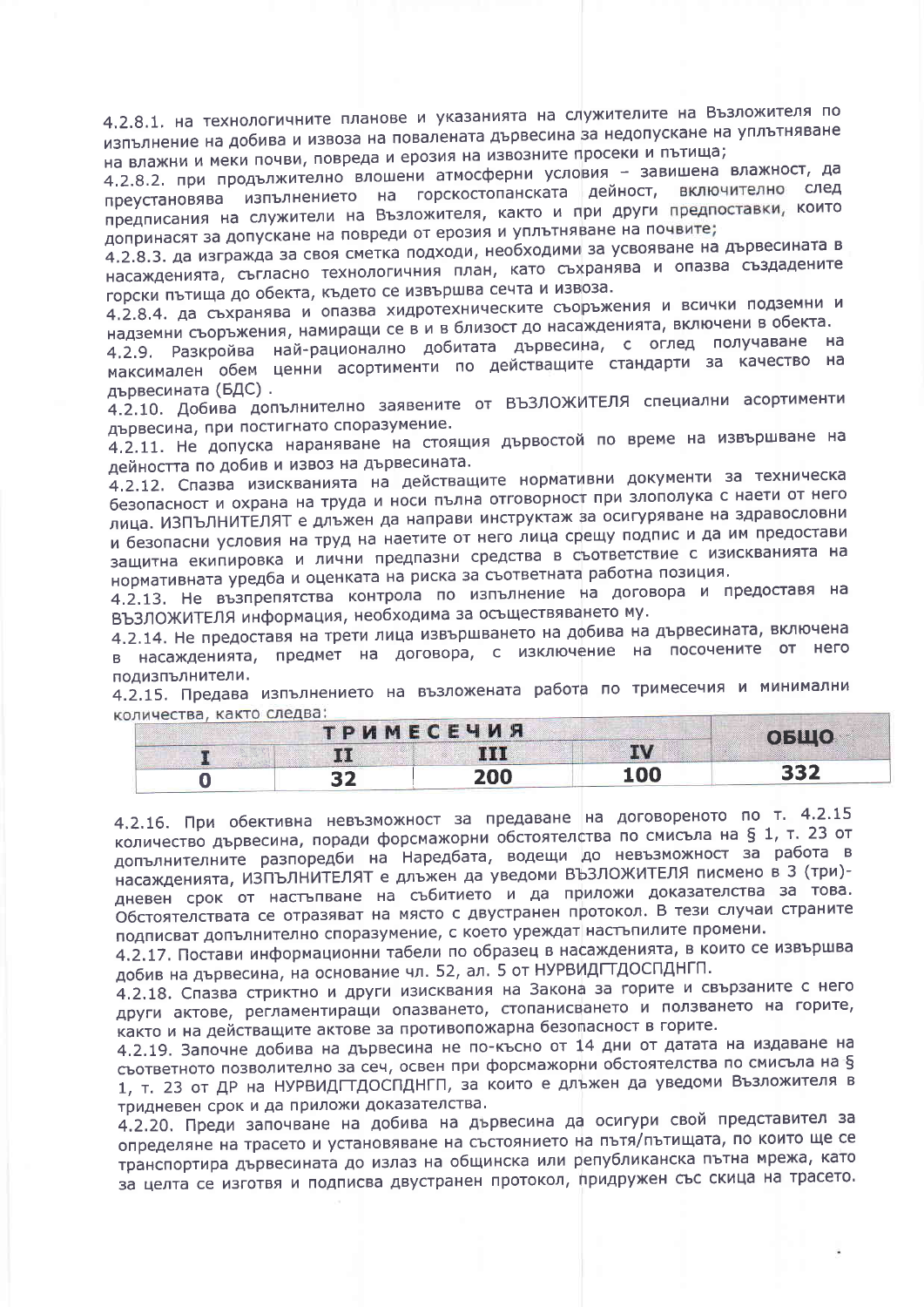4.2.8.1. на технологичните планове и указанията на служителите на Възложителя по изпълнение на добива и извоза на повалената дървесина за недопускане на уплътняване на влажни и меки почви, повреда и ерозия на извозните просеки и пътища;

4.2.8.2. при продължително влошени атмосферни условия – завишена влажност, да преустановява изпълнението на горскостопанската дейност, включително след предписания на служители на Възложителя, както и при други предпоставки, които допринасят за допускане на повреди от ерозия и уплътняване на почвите;

4.2.8.3. да изгражда за своя сметка подходи, необходими за усвояване на дървесината в насажденията, съгласно технологичния план, като съхранява и опазва създадените горски пътища до обекта, където се извършва сечта и извоза.

4.2.8.4. да съхранява и опазва хидротехническите съоръжения и всички подземни и надземни съоръжения, намиращи се в и в близост до насажденията, включени в обекта.

4.2.9. Разкройва най-рационално добитата дървесина, с оглед получаване на максимален обем ценни асортименти по действащите стандарти за качество на дървесината (БДС) .

4.2.10. Добива допълнително заявените от ВЪЗЛОЖИТЕЛЯ специални асортименти дървесина, при постигнато споразумение.

4.2.11. Не допуска нараняване на стоящия дървостой по време на извършване на дейността по добив и извоз на дървесината.

4.2.12. Спазва изискванията на действащите нормативни документи за техническа безопасност и охрана на труда и носи пълна отговорност при злополука с наети от него лица. ИЗПЪЛНИТЕЛЯТ е длъжен да направи инструктаж за осигуряване на здравословни и безопасни условия на труд на наетите от него лица срещу подпис и да им предостави защитна екипировка и лични предпазни средства в съответствие с изискванията на нормативната уредба и оценката на риска за съответната работна позиция.

4.2.13. Не възпрепятства контрола по изпълнение на договора и предоставя на ВЪЗЛОЖИТЕЛЯ информация, необходима за осъществяването му.

4.2.14. Не предоставя на трети лица извършването на добива на дървесината, включена в насажденията, предмет на договора, с изключение на посочените от него подизпълнители.

4.2.15. Предава изпълнението на възложената работа по тримесечия и минимални количества, както следва:

| ТРИМЕСЕЧИЯ | | | | ОБЩО |
|---|---|---|---|---|
| I | II | III | IV | |
| 0 | 32 | 200 | 100 | 332 |

4.2.16. При обективна невъзможност за предаване на договореното по т. 4.2.15 количество дървесина, поради форсмажорни обстоятелства по смисъла на § 1, т. 23 от допълнителните разпоредби на Наредбата, водещи до невъзможност за работа в насажденията, ИЗПЪЛНИТЕЛЯТ е длъжен да уведоми ВЪЗЛОЖИТЕЛЯ писмено в 3 (три)-дневен срок от настъпване на събитието и да приложи доказателства за това. Обстоятелствата се отразяват на място с двустранен протокол. В тези случаи страните подписват допълнително споразумение, с което уреждат настъпилите промени.

4.2.17. Постави информационни табели по образец в насажденията, в които се извършва добив на дървесина, на основание чл. 52, ал. 5 от НУРВИДГТДОСПДНГП.

4.2.18. Спазва стриктно и други изисквания на Закона за горите и свързаните с него други актове, регламентиращи опазването, стопанисването и ползването на горите, както и на действащите актове за противопожарна безопасност в горите.

4.2.19. Започне добива на дървесина не по-късно от 14 дни от датата на издаване на съответното позволително за сеч, освен при форсмажорни обстоятелства по смисъла на § 1, т. 23 от ДР на НУРВИДГТДОСПДНГП, за които е длъжен да уведоми Възложителя в тридневен срок и да приложи доказателства.

4.2.20. Преди започване на добива на дървесина да осигури свой представител за определяне на трасето и установяване на състоянието на пътя/пътищата, по които ще се транспортира дървесината до излаз на общинска или републиканска пътна мрежа, като за целта се изготвя и подписва двустранен протокол, придружен със скица на трасето.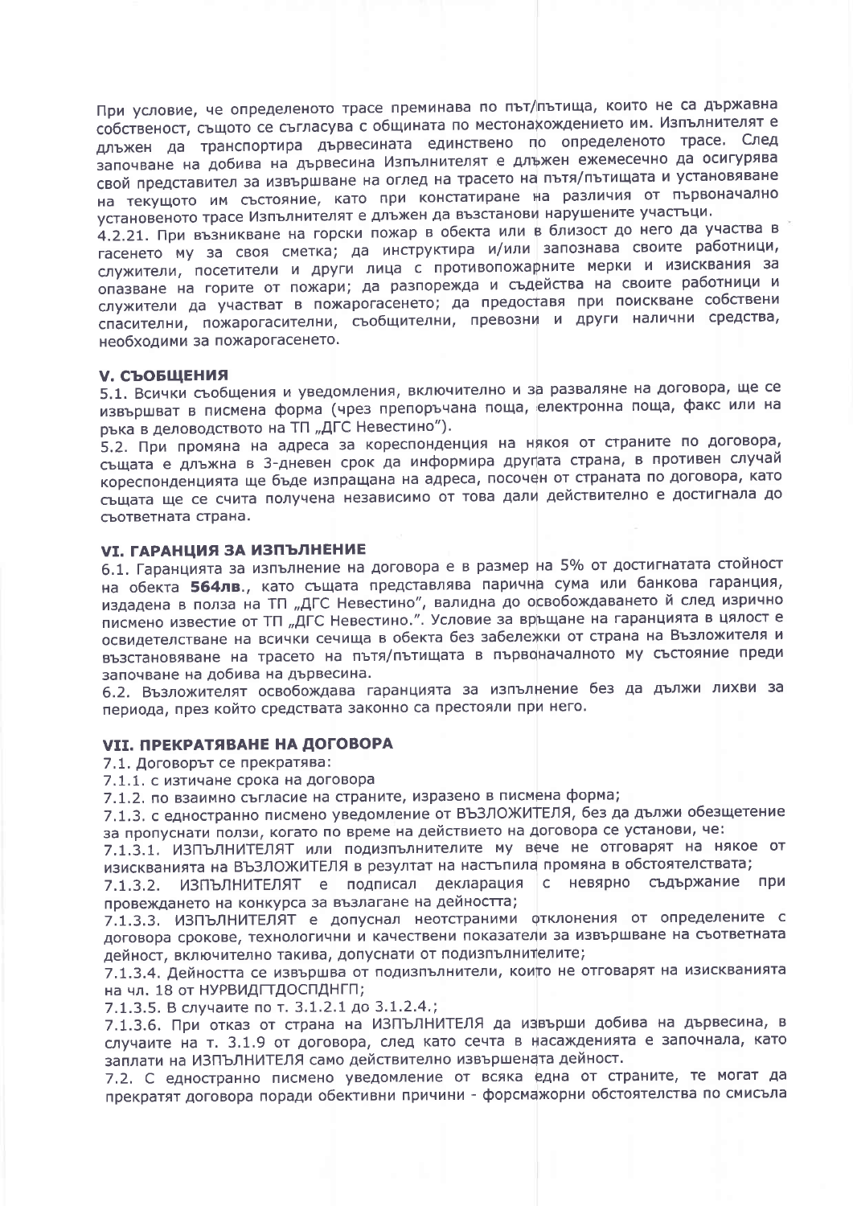При условие, че определеното трасе преминава по път/пътища, които не са държавна собственост, същото се съгласува с общината по местонахождението им. Изпълнителят е длъжен да транспортира дървесината единствено по определеното трасе. След започване на добива на дървесина Изпълнителят е длъжен ежемесечно да осигурява свой представител за извършване на оглед на трасето на пътя/пътищата и установяване на текущото им състояние, като при констатиране на различия от първоначално установеното трасе Изпълнителят е длъжен да възстанови нарушените участъци.

4.2.21. При възникване на горски пожар в обекта или в близост до него да участва в гасенето му за своя сметка; да инструктира и/или запознава своите работници, служители, посетители и други лица с противопожарните мерки и изисквания за опазване на горите от пожари; да разпорежда и съдейства на своите работници и служители да участват в пожарогасенето; да предоставя при поискване собствени спасителни, пожарогасителни, съобщителни, превозни и други налични средства, необходими за пожарогасенето.

## V. СЪОБЩЕНИЯ

5.1. Всички съобщения и уведомления, включително и за разваляне на договора, ще се извършват в писмена форма (чрез препоръчана поща, електронна поща, факс или на ръка в деловодството на ТП „ДГС Невестино").

5.2. При промяна на адреса за кореспонденция на някоя от страните по договора, същата е длъжна в 3-дневен срок да информира другата страна, в противен случай кореспонденцията ще бъде изпращана на адреса, посочен от страната по договора, като същата ще се счита получена независимо от това дали действително е достигнала до съответната страна.

## VI. ГАРАНЦИЯ ЗА ИЗПЪЛНЕНИЕ

6.1. Гаранцията за изпълнение на договора е в размер на 5% от достигнатата стойност на обекта **564лв.**, като същата представлява парична сума или банкова гаранция, издадена в полза на ТП „ДГС Невестино", валидна до освобождаването ѝ след изрично писмено известие от ТП „ДГС Невестино.". Условие за връщане на гаранцията в цялост е освидетелстване на всички сечища в обекта без забележки от страна на Възложителя и възстановяване на трасето на пътя/пътищата в първоначалното му състояние преди започване на добива на дървесина.

6.2. Възложителят освобождава гаранцията за изпълнение без да дължи лихви за периода, през който средствата законно са престояли при него.

## VII. ПРЕКРАТЯВАНЕ НА ДОГОВОРА

7.1. Договорът се прекратява:

7.1.1. с изтичане срока на договора

7.1.2. по взаимно съгласие на страните, изразено в писмена форма;

7.1.3. с едностранно писмено уведомление от ВЪЗЛОЖИТЕЛЯ, без да дължи обезщетение за пропуснати ползи, когато по време на действието на договора се установи, че:

7.1.3.1. ИЗПЪЛНИТЕЛЯТ или подизпълнителите му вече не отговарят на някое от изискванията на ВЪЗЛОЖИТЕЛЯ в резултат на настъпила промяна в обстоятелствата;

7.1.3.2. ИЗПЪЛНИТЕЛЯТ е подписал декларация с невярно съдържание при провеждането на конкурса за възлагане на дейността;

7.1.3.3. ИЗПЪЛНИТЕЛЯТ е допуснал неотстраними отклонения от определените с договора срокове, технологични и качествени показатели за извършване на съответната дейност, включително такива, допуснати от подизпълнителите;

7.1.3.4. Дейността се извършва от подизпълнители, които не отговарят на изискванията на чл. 18 от НУРВИДГТДОСПДНГП;

7.1.3.5. В случаите по т. 3.1.2.1 до 3.1.2.4.;

7.1.3.6. При отказ от страна на ИЗПЪЛНИТЕЛЯ да извърши добива на дървесина, в случаите на т. 3.1.9 от договора, след като сечта в насажденията е започнала, като заплати на ИЗПЪЛНИТЕЛЯ само действително извършената дейност.

7.2. С едностранно писмено уведомление от всяка една от страните, те могат да прекратят договора поради обективни причини - форсмажорни обстоятелства по смисъла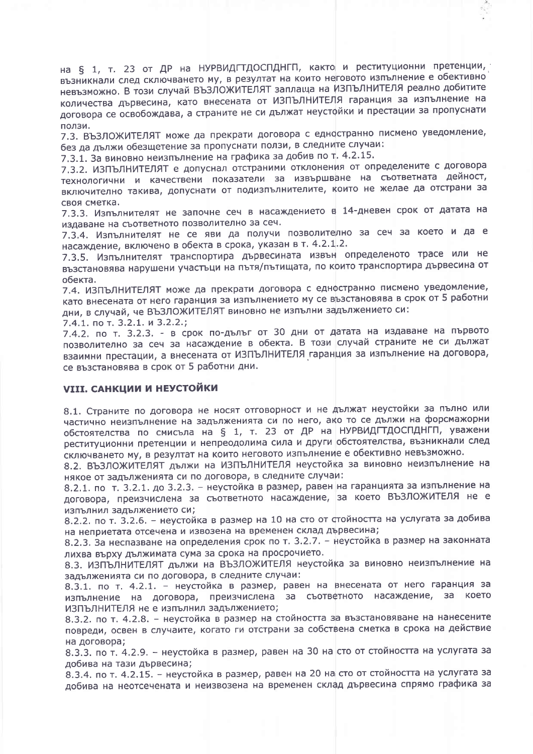на § 1, т. 23 от ДР на НУРВИДГТДОСПДНГП, както и реституционни претенции, възникнали след сключването му, в резултат на които неговото изпълнение е обективно невъзможно. В този случай ВЪЗЛОЖИТЕЛЯТ заплаща на ИЗПЪЛНИТЕЛЯ реално добитите количества дървесина, като внесената от ИЗПЪЛНИТЕЛЯ гаранция за изпълнение на договора се освобождава, а страните не си дължат неустойки и престации за пропуснати ползи.

7.3. ВЪЗЛОЖИТЕЛЯТ може да прекрати договора с едностранно писмено уведомление, без да дължи обезщетение за пропуснати ползи, в следните случаи:

7.3.1. За виновно неизпълнение на графика за добив по т. 4.2.15.

7.3.2. ИЗПЪЛНИТЕЛЯТ е допуснал отстраними отклонения от определените с договора технологични и качествени показатели за извършване на съответната дейност, включително такива, допуснати от подизпълнителите, които не желае да отстрани за своя сметка.

7.3.3. Изпълнителят не започне сеч в насаждението в 14-дневен срок от датата на издаване на съответното позволително за сеч.

7.3.4. Изпълнителят не се яви да получи позволително за сеч за което и да е насаждение, включено в обекта в срока, указан в т. 4.2.1.2.

7.3.5. Изпълнителят транспортира дървесината извън определеното трасе или не възстановява нарушени участъци на пътя/пътищата, по които транспортира дървесина от обекта.

7.4. ИЗПЪЛНИТЕЛЯТ може да прекрати договора с едностранно писмено уведомление, като внесената от него гаранция за изпълнението му се възстановява в срок от 5 работни дни, в случай, че ВЪЗЛОЖИТЕЛЯТ виновно не изпълни задължението си:

7.4.1. по т. 3.2.1. и 3.2.2.;

7.4.2. по т. 3.2.3. - в срок по-дълъг от 30 дни от датата на издаване на първото позволително за сеч за насаждение в обекта. В този случай страните не си дължат взаимни престации, а внесената от ИЗПЪЛНИТЕЛЯ гаранция за изпълнение на договора, се възстановява в срок от 5 работни дни.

## VIII. САНКЦИИ И НЕУСТОЙКИ

8.1. Страните по договора не носят отговорност и не дължат неустойки за пълно или частично неизпълнение на задълженията си по него, ако то се дължи на форсмажорни обстоятелства по смисъла на § 1, т. 23 от ДР на НУРВИДГТДОСПДНГП, уважени реституционни претенции и непреодолима сила и други обстоятелства, възникнали след сключването му, в резултат на които неговото изпълнение е обективно невъзможно.

8.2. ВЪЗЛОЖИТЕЛЯТ дължи на ИЗПЪЛНИТЕЛЯ неустойка за виновно неизпълнение на някое от задълженията си по договора, в следните случаи:

8.2.1. по т. 3.2.1. до 3.2.3. – неустойка в размер, равен на гаранцията за изпълнение на договора, преизчислена за съответното насаждение, за което ВЪЗЛОЖИТЕЛЯ не е изпълнил задължението си;

8.2.2. по т. 3.2.6. – неустойка в размер на 10 на сто от стойността на услугата за добива на неприетата отсечена и извозена на временен склад дървесина;

8.2.3. За неспазване на определения срок по т. 3.2.7. – неустойка в размер на законната лихва върху дължимата сума за срока на просрочието.

8.3. ИЗПЪЛНИТЕЛЯТ дължи на ВЪЗЛОЖИТЕЛЯ неустойка за виновно неизпълнение на задълженията си по договора, в следните случаи:

8.3.1. по т. 4.2.1. – неустойка в размер, равен на внесената от него гаранция за изпълнение на договора, преизчислена за съответното насаждение, за което ИЗПЪЛНИТЕЛЯ не е изпълнил задължението;

8.3.2. по т. 4.2.8. – неустойка в размер на стойността за възстановяване на нанесените повреди, освен в случаите, когато ги отстрани за собствена сметка в срока на действие на договора;

8.3.3. по т. 4.2.9. – неустойка в размер, равен на 30 на сто от стойността на услугата за добива на тази дървесина;

8.3.4. по т. 4.2.15. – неустойка в размер, равен на 20 на сто от стойността на услугата за добива на неотсечената и неизвозена на временен склад дървесина спрямо графика за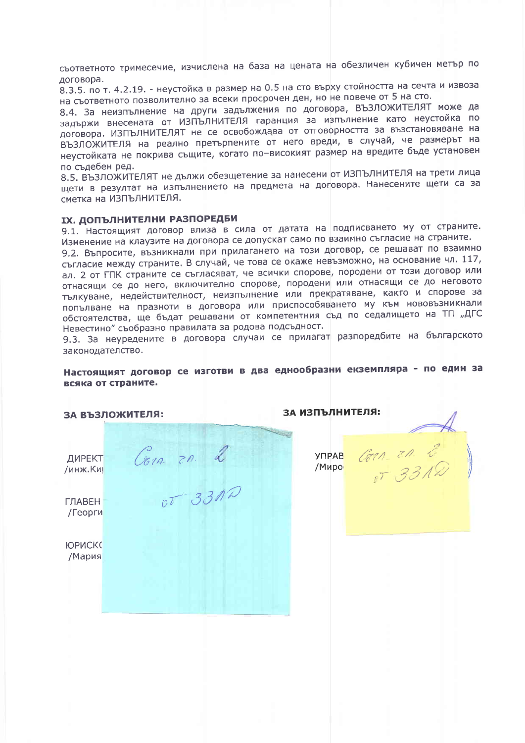съответното тримесечие, изчислена на база на цената на обезличен кубичен метър по договора.

8.3.5. по т. 4.2.19. - неустойка в размер на 0.5 на сто върху стойността на сечта и извоза на съответното позволително за всеки просрочен ден, но не повече от 5 на сто.

8.4. За неизпълнение на други задължения по договора, ВЪЗЛОЖИТЕЛЯТ може да задържи внесената от ИЗПЪЛНИТЕЛЯ гаранция за изпълнение като неустойка по договора. ИЗПЪЛНИТЕЛЯТ не се освобождава от отговорността за възстановяване на ВЪЗЛОЖИТЕЛЯ на реално претърпените от него вреди, в случай, че размерът на неустойката не покрива същите, когато по-високият размер на вредите бъде установен по съдебен ред.

8.5. ВЪЗЛОЖИТЕЛЯТ не дължи обезщетение за нанесени от ИЗПЪЛНИТЕЛЯ на трети лица щети в резултат на изпълнението на предмета на договора. Нанесените щети са за сметка на ИЗПЪЛНИТЕЛЯ.

## IX. ДОПЪЛНИТЕЛНИ РАЗПОРЕДБИ

9.1. Настоящият договор влиза в сила от датата на подписването му от страните. Изменение на клаузите на договора се допускат само по взаимно съгласие на страните.

9.2. Въпросите, възникнали при прилагането на този договор, се решават по взаимно съгласие между страните. В случай, че това се окаже невъзможно, на основание чл. 117, ал. 2 от ГПК страните се съгласяват, че всички спорове, породени от този договор или отнасящи се до него, включително спорове, породени или отнасящи се до неговото тълкуване, недействителност, неизпълнение или прекратяване, както и спорове за попълване на празноти в договора или приспособяването му към нововъзникнали обстоятелства, ще бъдат решавани от компетентния съд по седалището на ТП „ДГС Невестино" съобразно правилата за родова подсъдност.

9.3. За неуредените в договора случаи се прилагат разпоредбите на българското законодателство.

**Настоящият договор се изготви в два еднообразни екземпляра - по един за всяка от страните.**

**ЗА ВЪЗЛОЖИТЕЛЯ:**

ДИРЕКТ
/инж.Ки

ГЛАВЕН
/Георги

ЮРИСК
/Мария

Съгл. чл. 2 от ЗЗЛД

**ЗА ИЗПЪЛНИТЕЛЯ:**

УПРАВ
/Миро

Съгл. чл. 2 от ЗЗЛД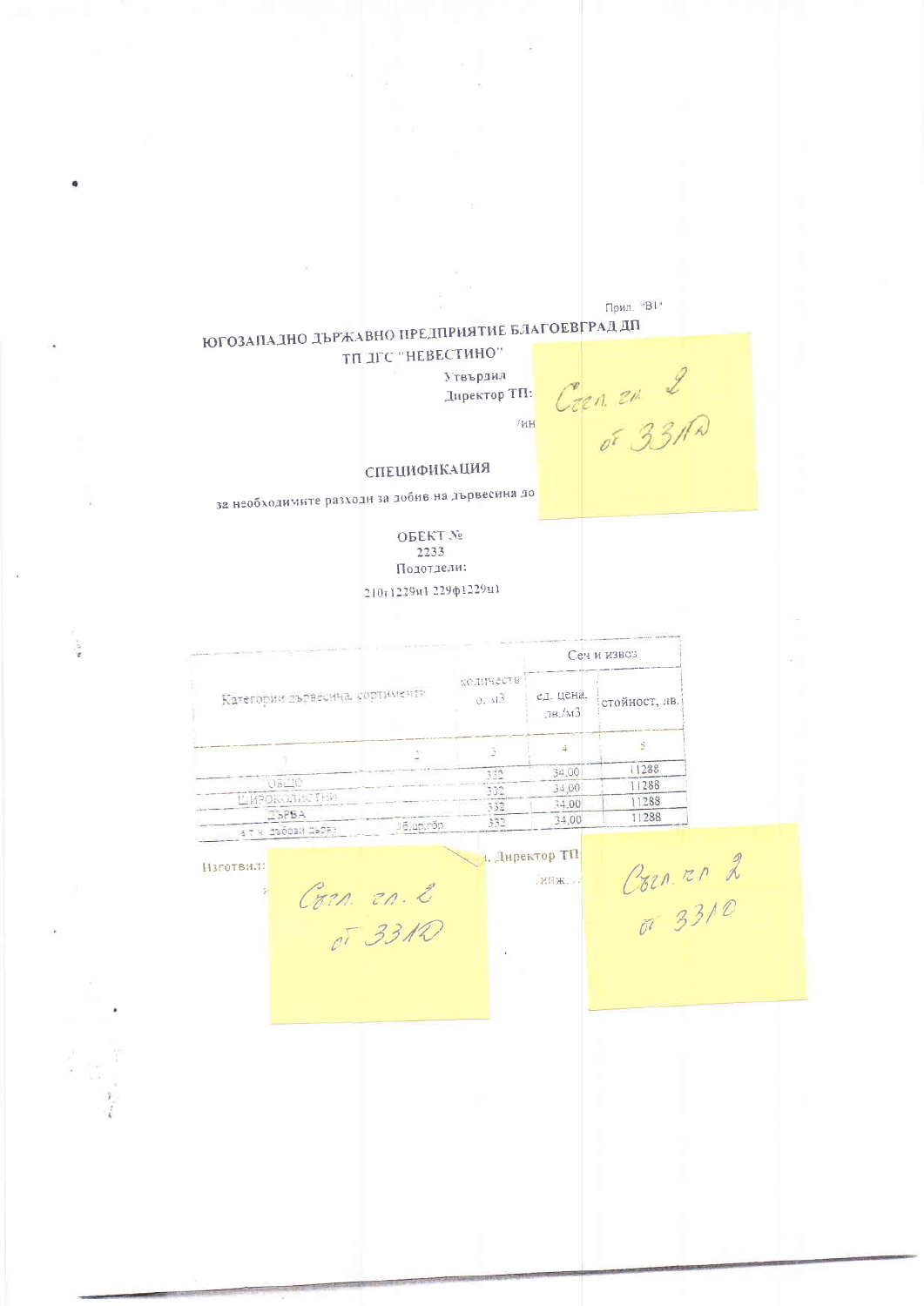Прил. "В1"

**ЮГОЗАПАДНО ДЪРЖАВНО ПРЕДПРИЯТИЕ БЛАГОЕВГРАД ДП**

**ТП ДГС "НЕВЕСТИНО"**

Утвърдил
Директор ТП:

/ин

Съгл. чл. 2 от ЗЗЛД

## СПЕЦИФИКАЦИЯ

за необходимите разходи за добив на дървесина до

ОБЕКТ №
2233
Подотдели:
210г1229п1 229ф1229п1

| Категории дървесина, сортименти | | количество, м3 | Сеч и извоз | |
|---|---|---|---|---|
| | | | ед. цена, лв./м3 | стойност, лв. |
| 1 | 2 | 3 | 4 | 5 |
| ОБЩО | | 332 | 34,00 | 11288 |
| ШИРОКОЛИСТНИ | | 332 | 34,00 | 11288 |
| ДЪРВА | | 332 | 34,00 | 11288 |
| в т.ч. дъбови дърва | зб.пр.гбр. | 332 | 34,00 | 11288 |

Изготвил:

Съгл. чл. 2 от ЗЗЛД

...н. Директор ТП

/инж. ...

Съгл. чл. 2 от ЗЗЛД